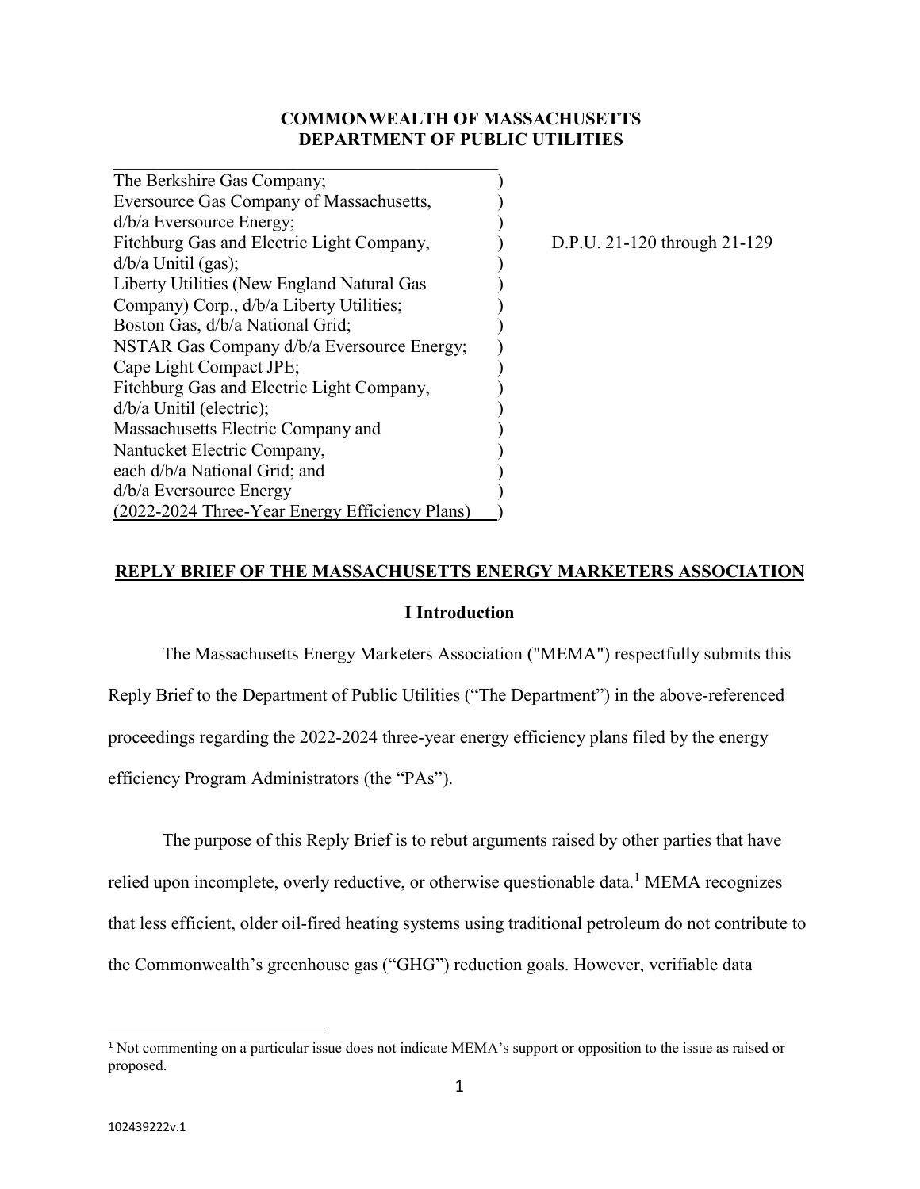**COMMONWEALTH OF MASSACHUSETTS**
**DEPARTMENT OF PUBLIC UTILITIES**

| | | |
|---|---|---|
| The Berkshire Gas Company;<br>Eversource Gas Company of Massachusetts,<br>d/b/a Eversource Energy;<br>Fitchburg Gas and Electric Light Company,<br>d/b/a Unitil (gas);<br>Liberty Utilities (New England Natural Gas<br>Company) Corp., d/b/a Liberty Utilities;<br>Boston Gas, d/b/a National Grid;<br>NSTAR Gas Company d/b/a Eversource Energy;<br>Cape Light Compact JPE;<br>Fitchburg Gas and Electric Light Company,<br>d/b/a Unitil (electric);<br>Massachusetts Electric Company and<br>Nantucket Electric Company,<br>each d/b/a National Grid; and<br>d/b/a Eversource Energy<br>(2022-2024 Three-Year Energy Efficiency Plans) | ) | D.P.U. 21-120 through 21-129 |

**REPLY BRIEF OF THE MASSACHUSETTS ENERGY MARKETERS ASSOCIATION**

## I Introduction

The Massachusetts Energy Marketers Association ("MEMA") respectfully submits this Reply Brief to the Department of Public Utilities ("The Department") in the above-referenced proceedings regarding the 2022-2024 three-year energy efficiency plans filed by the energy efficiency Program Administrators (the "PAs").

The purpose of this Reply Brief is to rebut arguments raised by other parties that have relied upon incomplete, overly reductive, or otherwise questionable data.[1] MEMA recognizes that less efficient, older oil-fired heating systems using traditional petroleum do not contribute to the Commonwealth's greenhouse gas ("GHG") reduction goals. However, verifiable data

[1] Not commenting on a particular issue does not indicate MEMA's support or opposition to the issue as raised or proposed.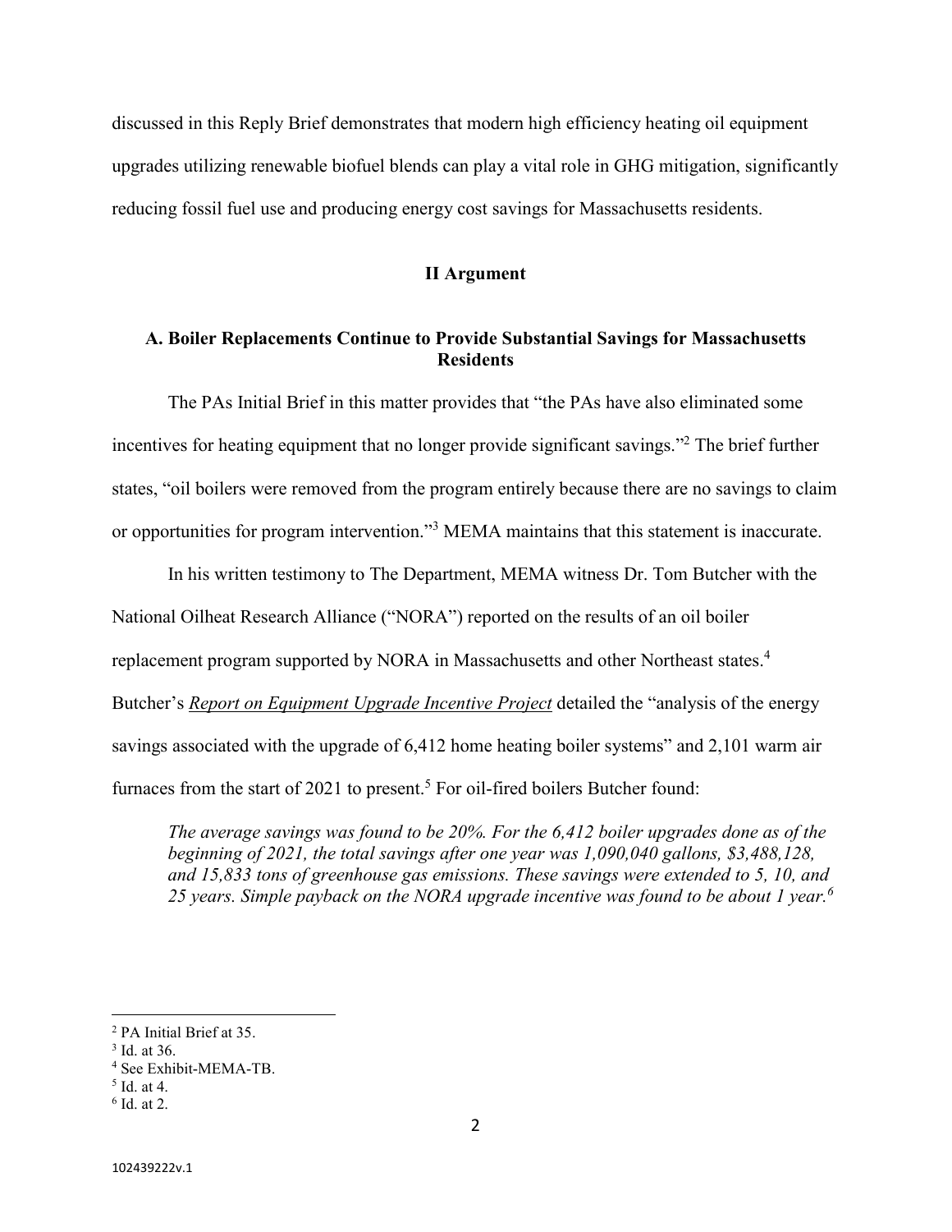discussed in this Reply Brief demonstrates that modern high efficiency heating oil equipment upgrades utilizing renewable biofuel blends can play a vital role in GHG mitigation, significantly reducing fossil fuel use and producing energy cost savings for Massachusetts residents.

## II Argument

### A. Boiler Replacements Continue to Provide Substantial Savings for Massachusetts Residents

The PAs Initial Brief in this matter provides that "the PAs have also eliminated some incentives for heating equipment that no longer provide significant savings."[2] The brief further states, "oil boilers were removed from the program entirely because there are no savings to claim or opportunities for program intervention."[3] MEMA maintains that this statement is inaccurate.

In his written testimony to The Department, MEMA witness Dr. Tom Butcher with the National Oilheat Research Alliance ("NORA") reported on the results of an oil boiler replacement program supported by NORA in Massachusetts and other Northeast states.[4] Butcher's *Report on Equipment Upgrade Incentive Project* detailed the "analysis of the energy savings associated with the upgrade of 6,412 home heating boiler systems" and 2,101 warm air furnaces from the start of 2021 to present.[5] For oil-fired boilers Butcher found:

> *The average savings was found to be 20%. For the 6,412 boiler upgrades done as of the beginning of 2021, the total savings after one year was 1,090,040 gallons, $3,488,128, and 15,833 tons of greenhouse gas emissions. These savings were extended to 5, 10, and 25 years. Simple payback on the NORA upgrade incentive was found to be about 1 year.*[6]

---

[2] PA Initial Brief at 35.
[3] Id. at 36.
[4] See Exhibit-MEMA-TB.
[5] Id. at 4.
[6] Id. at 2.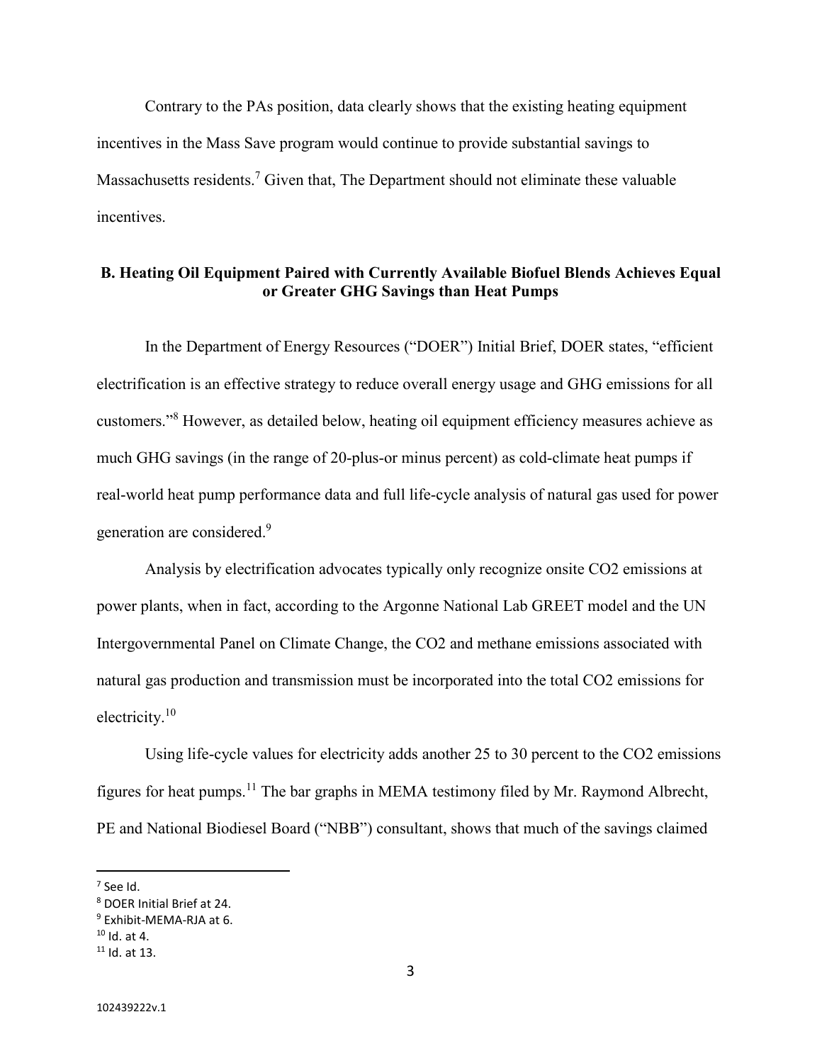Contrary to the PAs position, data clearly shows that the existing heating equipment incentives in the Mass Save program would continue to provide substantial savings to Massachusetts residents.[7] Given that, The Department should not eliminate these valuable incentives.

### B. Heating Oil Equipment Paired with Currently Available Biofuel Blends Achieves Equal or Greater GHG Savings than Heat Pumps

In the Department of Energy Resources ("DOER") Initial Brief, DOER states, "efficient electrification is an effective strategy to reduce overall energy usage and GHG emissions for all customers."[8] However, as detailed below, heating oil equipment efficiency measures achieve as much GHG savings (in the range of 20-plus-or minus percent) as cold-climate heat pumps if real-world heat pump performance data and full life-cycle analysis of natural gas used for power generation are considered.[9]

Analysis by electrification advocates typically only recognize onsite CO2 emissions at power plants, when in fact, according to the Argonne National Lab GREET model and the UN Intergovernmental Panel on Climate Change, the CO2 and methane emissions associated with natural gas production and transmission must be incorporated into the total CO2 emissions for electricity.[10]

Using life-cycle values for electricity adds another 25 to 30 percent to the CO2 emissions figures for heat pumps.[11] The bar graphs in MEMA testimony filed by Mr. Raymond Albrecht, PE and National Biodiesel Board ("NBB") consultant, shows that much of the savings claimed

---

[7] See Id.
[8] DOER Initial Brief at 24.
[9] Exhibit-MEMA-RJA at 6.
[10] Id. at 4.
[11] Id. at 13.

102439222v.1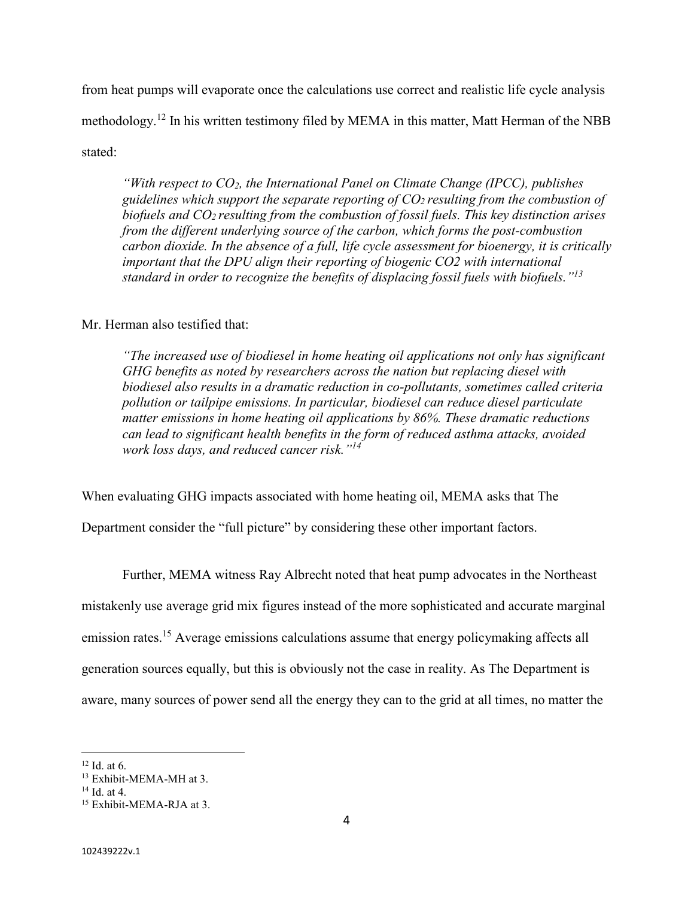from heat pumps will evaporate once the calculations use correct and realistic life cycle analysis methodology.[12] In his written testimony filed by MEMA in this matter, Matt Herman of the NBB stated:

> *"With respect to $CO_2$, the International Panel on Climate Change (IPCC), publishes guidelines which support the separate reporting of $CO_2$ resulting from the combustion of biofuels and $CO_2$ resulting from the combustion of fossil fuels. This key distinction arises from the different underlying source of the carbon, which forms the post-combustion carbon dioxide. In the absence of a full, life cycle assessment for bioenergy, it is critically important that the DPU align their reporting of biogenic CO2 with international standard in order to recognize the benefits of displacing fossil fuels with biofuels."*[13]

Mr. Herman also testified that:

> *"The increased use of biodiesel in home heating oil applications not only has significant GHG benefits as noted by researchers across the nation but replacing diesel with biodiesel also results in a dramatic reduction in co-pollutants, sometimes called criteria pollution or tailpipe emissions. In particular, biodiesel can reduce diesel particulate matter emissions in home heating oil applications by 86%. These dramatic reductions can lead to significant health benefits in the form of reduced asthma attacks, avoided work loss days, and reduced cancer risk."*[14]

When evaluating GHG impacts associated with home heating oil, MEMA asks that The Department consider the "full picture" by considering these other important factors.

Further, MEMA witness Ray Albrecht noted that heat pump advocates in the Northeast mistakenly use average grid mix figures instead of the more sophisticated and accurate marginal emission rates.[15] Average emissions calculations assume that energy policymaking affects all generation sources equally, but this is obviously not the case in reality. As The Department is aware, many sources of power send all the energy they can to the grid at all times, no matter the

---

[12] Id. at 6.
[13] Exhibit-MEMA-MH at 3.
[14] Id. at 4.
[15] Exhibit-MEMA-RJA at 3.

102439222v.1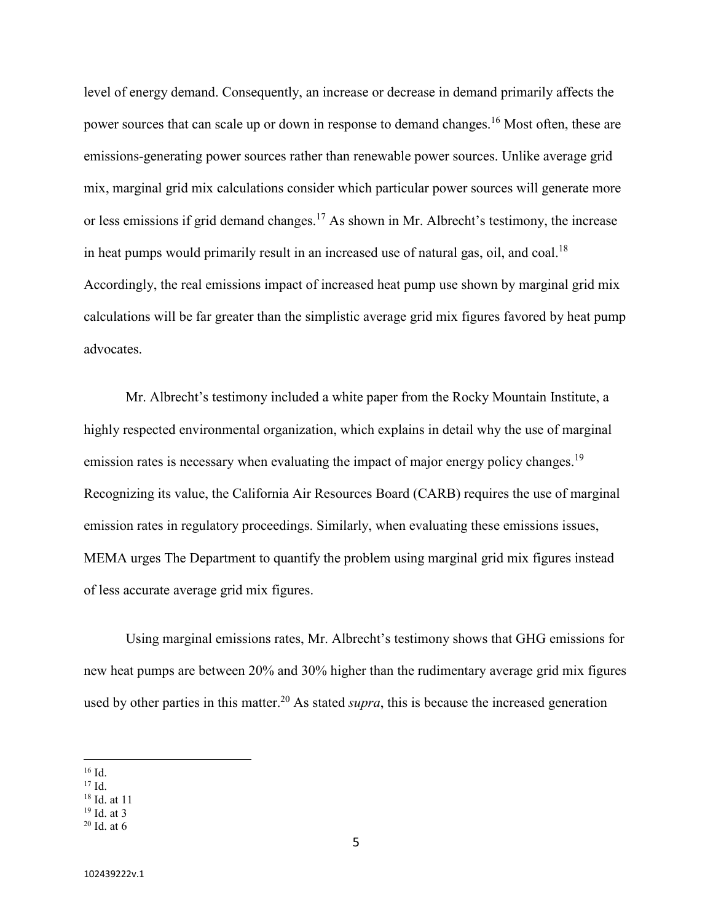level of energy demand. Consequently, an increase or decrease in demand primarily affects the power sources that can scale up or down in response to demand changes.[16] Most often, these are emissions-generating power sources rather than renewable power sources. Unlike average grid mix, marginal grid mix calculations consider which particular power sources will generate more or less emissions if grid demand changes.[17] As shown in Mr. Albrecht's testimony, the increase in heat pumps would primarily result in an increased use of natural gas, oil, and coal.[18] Accordingly, the real emissions impact of increased heat pump use shown by marginal grid mix calculations will be far greater than the simplistic average grid mix figures favored by heat pump advocates.

Mr. Albrecht's testimony included a white paper from the Rocky Mountain Institute, a highly respected environmental organization, which explains in detail why the use of marginal emission rates is necessary when evaluating the impact of major energy policy changes.[19] Recognizing its value, the California Air Resources Board (CARB) requires the use of marginal emission rates in regulatory proceedings. Similarly, when evaluating these emissions issues, MEMA urges The Department to quantify the problem using marginal grid mix figures instead of less accurate average grid mix figures.

Using marginal emissions rates, Mr. Albrecht's testimony shows that GHG emissions for new heat pumps are between 20% and 30% higher than the rudimentary average grid mix figures used by other parties in this matter.[20] As stated *supra*, this is because the increased generation

---

[16] Id.
[17] Id.
[18] Id. at 11
[19] Id. at 3
[20] Id. at 6

102439222v.1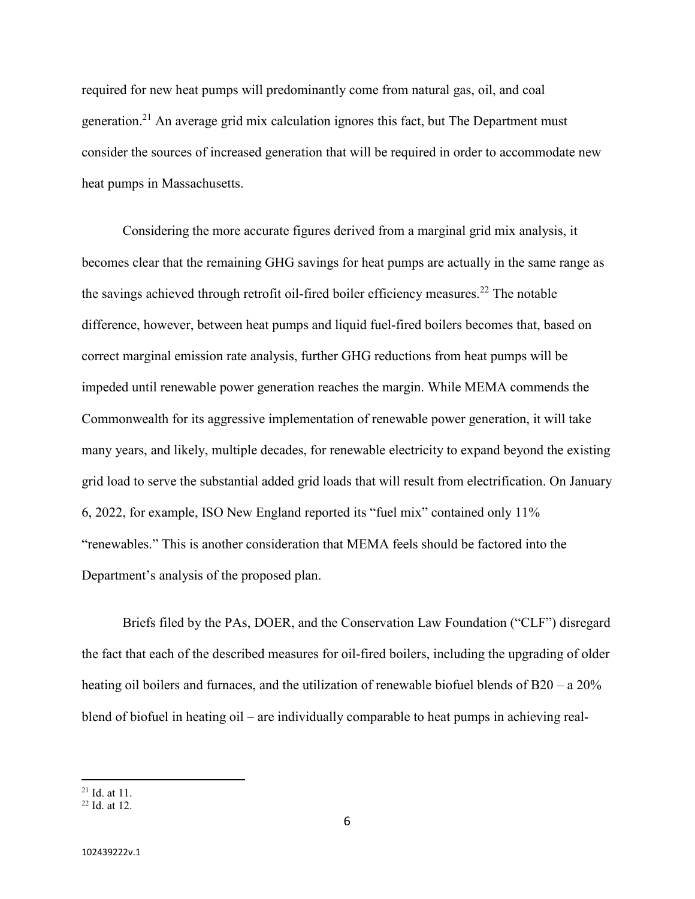required for new heat pumps will predominantly come from natural gas, oil, and coal generation.[21] An average grid mix calculation ignores this fact, but The Department must consider the sources of increased generation that will be required in order to accommodate new heat pumps in Massachusetts.

Considering the more accurate figures derived from a marginal grid mix analysis, it becomes clear that the remaining GHG savings for heat pumps are actually in the same range as the savings achieved through retrofit oil-fired boiler efficiency measures.[22] The notable difference, however, between heat pumps and liquid fuel-fired boilers becomes that, based on correct marginal emission rate analysis, further GHG reductions from heat pumps will be impeded until renewable power generation reaches the margin. While MEMA commends the Commonwealth for its aggressive implementation of renewable power generation, it will take many years, and likely, multiple decades, for renewable electricity to expand beyond the existing grid load to serve the substantial added grid loads that will result from electrification. On January 6, 2022, for example, ISO New England reported its "fuel mix" contained only 11% "renewables." This is another consideration that MEMA feels should be factored into the Department's analysis of the proposed plan.

Briefs filed by the PAs, DOER, and the Conservation Law Foundation ("CLF") disregard the fact that each of the described measures for oil-fired boilers, including the upgrading of older heating oil boilers and furnaces, and the utilization of renewable biofuel blends of B20 – a 20% blend of biofuel in heating oil – are individually comparable to heat pumps in achieving real-

---

[21] Id. at 11.

[22] Id. at 12.

102439222v.1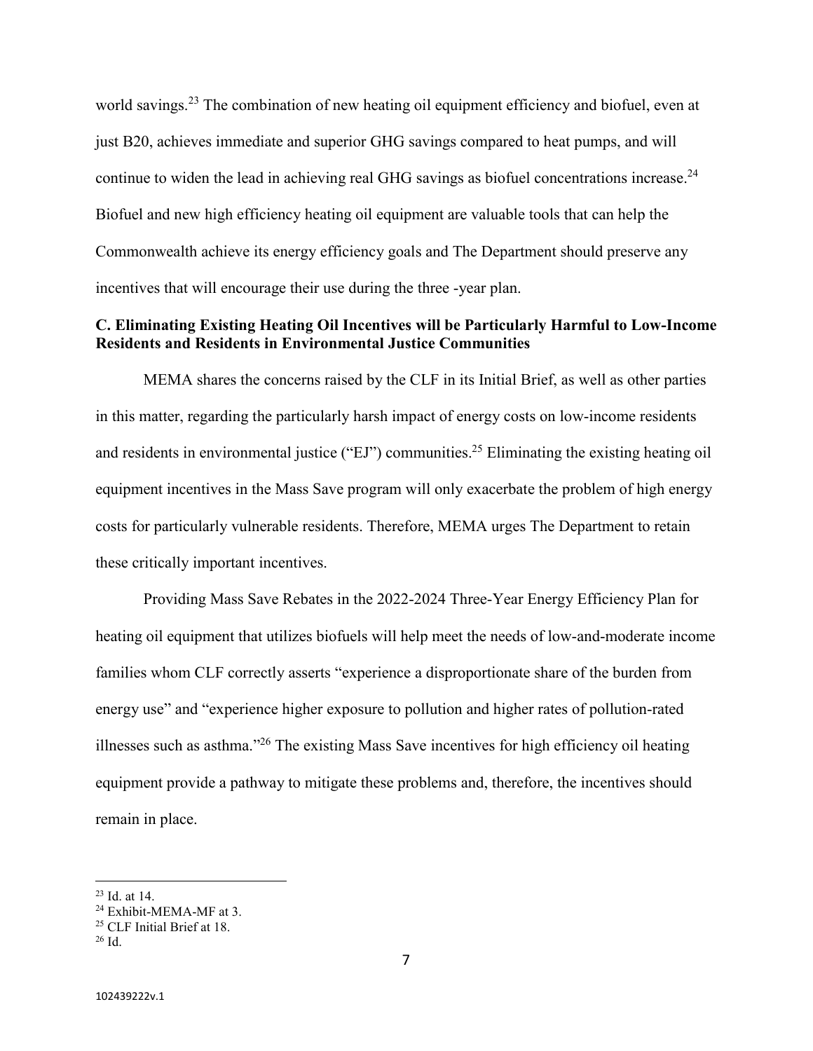world savings.[23] The combination of new heating oil equipment efficiency and biofuel, even at just B20, achieves immediate and superior GHG savings compared to heat pumps, and will continue to widen the lead in achieving real GHG savings as biofuel concentrations increase.[24] Biofuel and new high efficiency heating oil equipment are valuable tools that can help the Commonwealth achieve its energy efficiency goals and The Department should preserve any incentives that will encourage their use during the three -year plan.

**C. Eliminating Existing Heating Oil Incentives will be Particularly Harmful to Low-Income Residents and Residents in Environmental Justice Communities**

MEMA shares the concerns raised by the CLF in its Initial Brief, as well as other parties in this matter, regarding the particularly harsh impact of energy costs on low-income residents and residents in environmental justice ("EJ") communities.[25] Eliminating the existing heating oil equipment incentives in the Mass Save program will only exacerbate the problem of high energy costs for particularly vulnerable residents. Therefore, MEMA urges The Department to retain these critically important incentives.

Providing Mass Save Rebates in the 2022-2024 Three-Year Energy Efficiency Plan for heating oil equipment that utilizes biofuels will help meet the needs of low-and-moderate income families whom CLF correctly asserts "experience a disproportionate share of the burden from energy use" and "experience higher exposure to pollution and higher rates of pollution-rated illnesses such as asthma."[26] The existing Mass Save incentives for high efficiency oil heating equipment provide a pathway to mitigate these problems and, therefore, the incentives should remain in place.

---

[23] Id. at 14.

[24] Exhibit-MEMA-MF at 3.

[25] CLF Initial Brief at 18.

[26] Id.

102439222v.1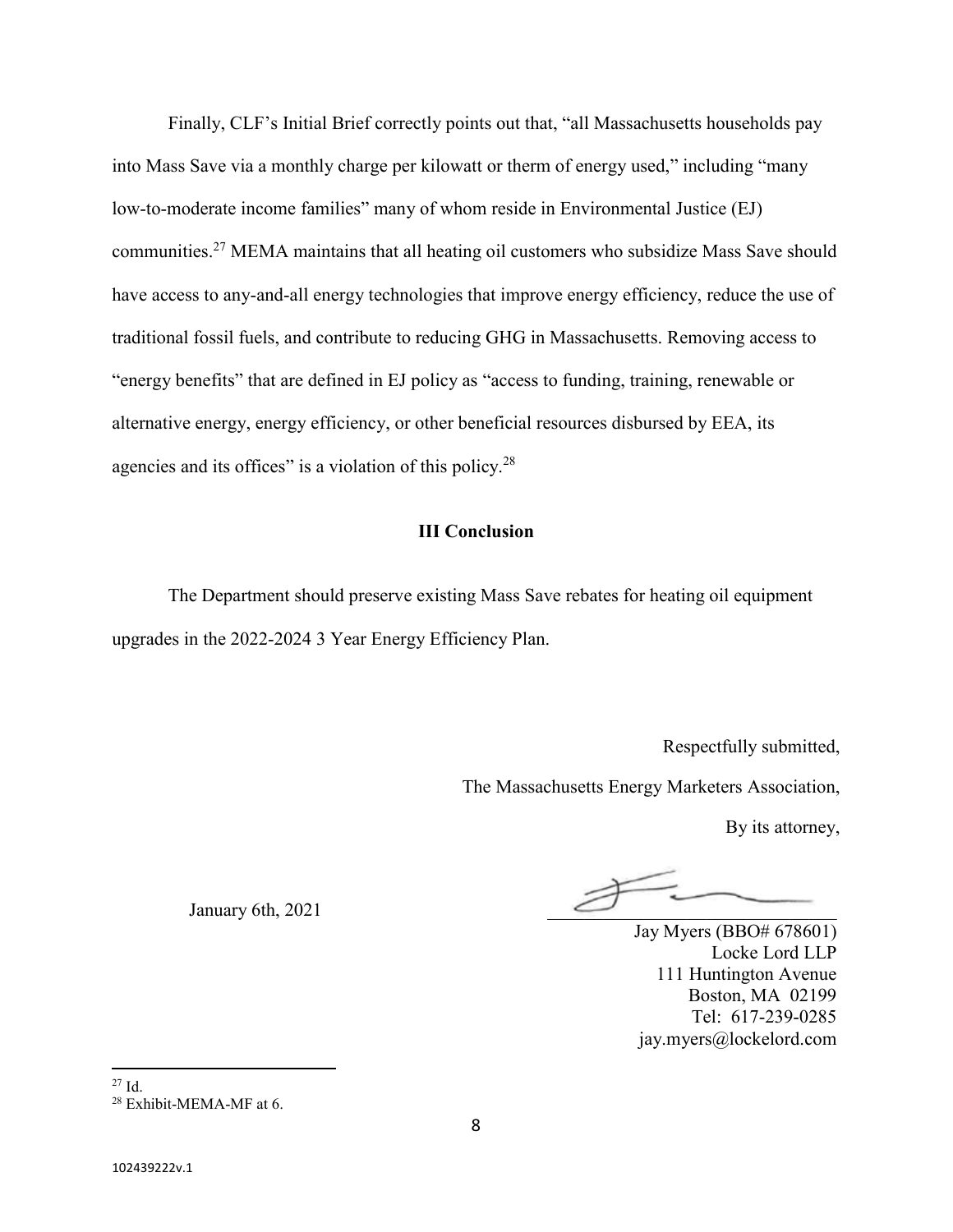Finally, CLF's Initial Brief correctly points out that, "all Massachusetts households pay into Mass Save via a monthly charge per kilowatt or therm of energy used," including "many low-to-moderate income families" many of whom reside in Environmental Justice (EJ) communities.[27] MEMA maintains that all heating oil customers who subsidize Mass Save should have access to any-and-all energy technologies that improve energy efficiency, reduce the use of traditional fossil fuels, and contribute to reducing GHG in Massachusetts. Removing access to "energy benefits" that are defined in EJ policy as "access to funding, training, renewable or alternative energy, energy efficiency, or other beneficial resources disbursed by EEA, its agencies and its offices" is a violation of this policy.[28]

## III Conclusion

The Department should preserve existing Mass Save rebates for heating oil equipment upgrades in the 2022-2024 3 Year Energy Efficiency Plan.

Respectfully submitted,

The Massachusetts Energy Marketers Association,

By its attorney,

January 6th, 2021

Jay Myers (BBO# 678601)
Locke Lord LLP
111 Huntington Avenue
Boston, MA 02199
Tel: 617-239-0285
jay.myers@lockelord.com

---

[27] Id.

[28] Exhibit-MEMA-MF at 6.

102439222v.1